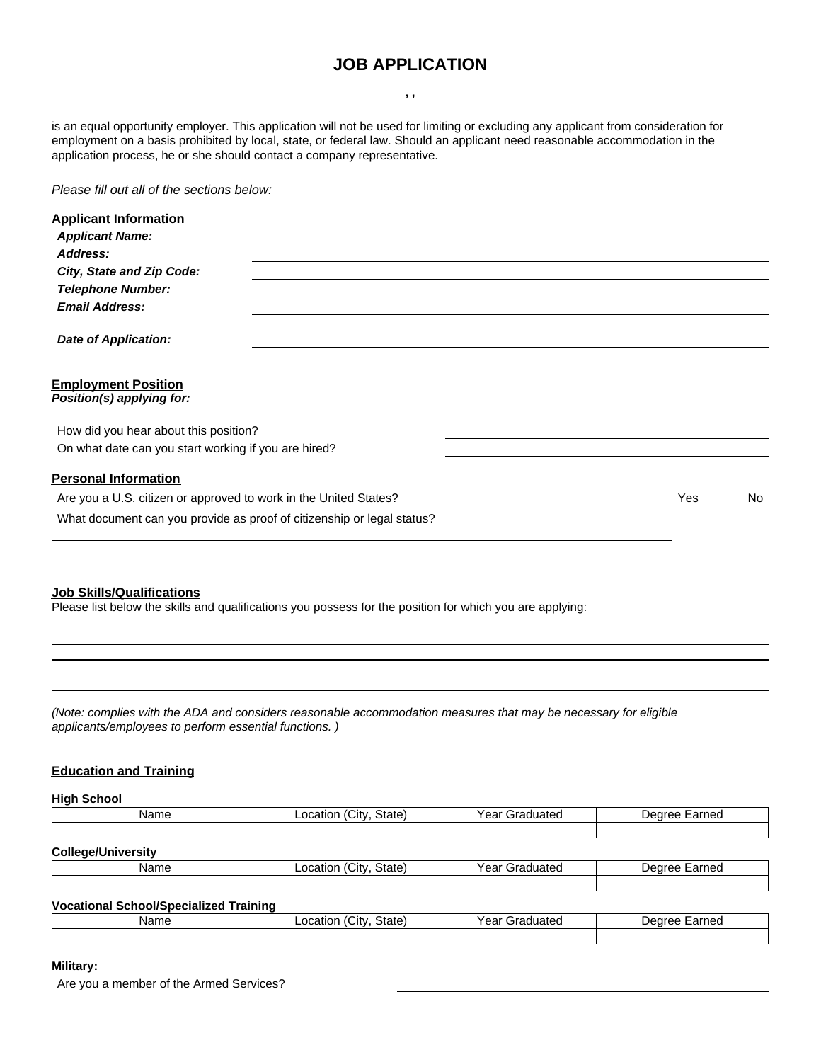# JOB APPLICATION

, ,

is an equal opportunity employer. This application will not be used for limiting or excluding any applicant from consideration for employment on a basis prohibited by local, state, or federal law. Should an applicant need reasonable accommodation in the application process, he or she should contact a company representative.

*Please fill out all of the sections below:*

**Applicant Information**

***Applicant Name:*** ______________________

***Address:*** ______________________

***City, State and Zip Code:*** ______________________

***Telephone Number:*** ______________________

***Email Address:*** ______________________

***Date of Application:*** ______________________

**Employment Position**

***Position(s) applying for:***

How did you hear about this position? ______________________

On what date can you start working if you are hired? ______________________

**Personal Information**

Are you a U.S. citizen or approved to work in the United States? Yes No

What document can you provide as proof of citizenship or legal status?

______________________

______________________

**Job Skills/Qualifications**

Please list below the skills and qualifications you possess for the position for which you are applying:

______________________

______________________

______________________

______________________

______________________

*(Note: complies with the ADA and considers reasonable accommodation measures that may be necessary for eligible applicants/employees to perform essential functions. )*

**Education and Training**

**High School**

| Name | Location (City, State) | Year Graduated | Degree Earned |
|---|---|---|---|
| | | | |

**College/University**

| Name | Location (City, State) | Year Graduated | Degree Earned |
|---|---|---|---|
| | | | |

**Vocational School/Specialized Training**

| Name | Location (City, State) | Year Graduated | Degree Earned |
|---|---|---|---|
| | | | |

**Military:**

Are you a member of the Armed Services? ______________________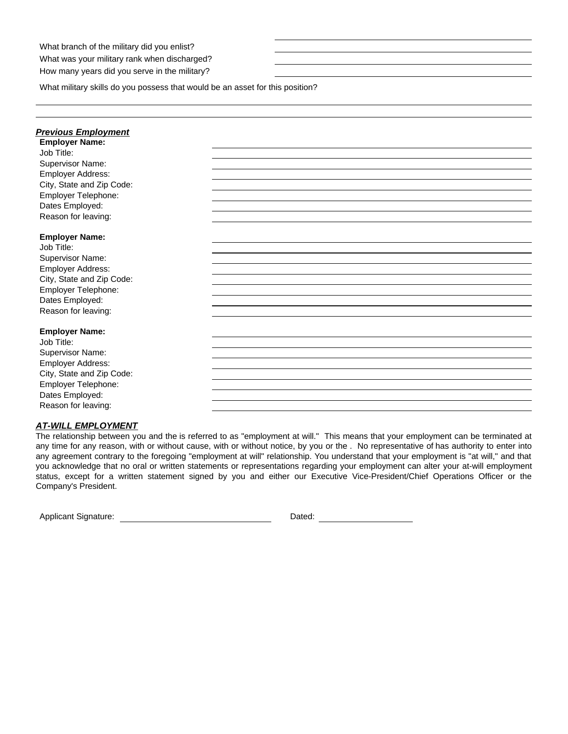What branch of the military did you enlist?

What was your military rank when discharged?

How many years did you serve in the military?

What military skills do you possess that would be an asset for this position?

***Previous Employment***

**Employer Name:**
Job Title:
Supervisor Name:
Employer Address:
City, State and Zip Code:
Employer Telephone:
Dates Employed:
Reason for leaving:

**Employer Name:**
Job Title:
Supervisor Name:
Employer Address:
City, State and Zip Code:
Employer Telephone:
Dates Employed:
Reason for leaving:

**Employer Name:**
Job Title:
Supervisor Name:
Employer Address:
City, State and Zip Code:
Employer Telephone:
Dates Employed:
Reason for leaving:

***AT-WILL EMPLOYMENT***

The relationship between you and the is referred to as "employment at will." This means that your employment can be terminated at any time for any reason, with or without cause, with or without notice, by you or the . No representative of has authority to enter into any agreement contrary to the foregoing "employment at will" relationship. You understand that your employment is "at will," and that you acknowledge that no oral or written statements or representations regarding your employment can alter your at-will employment status, except for a written statement signed by you and either our Executive Vice-President/Chief Operations Officer or the Company's President.

Applicant Signature: \_\_\_\_\_\_\_\_\_\_\_\_\_\_\_\_\_\_\_\_\_\_\_\_ Dated: \_\_\_\_\_\_\_\_\_\_\_\_\_\_\_